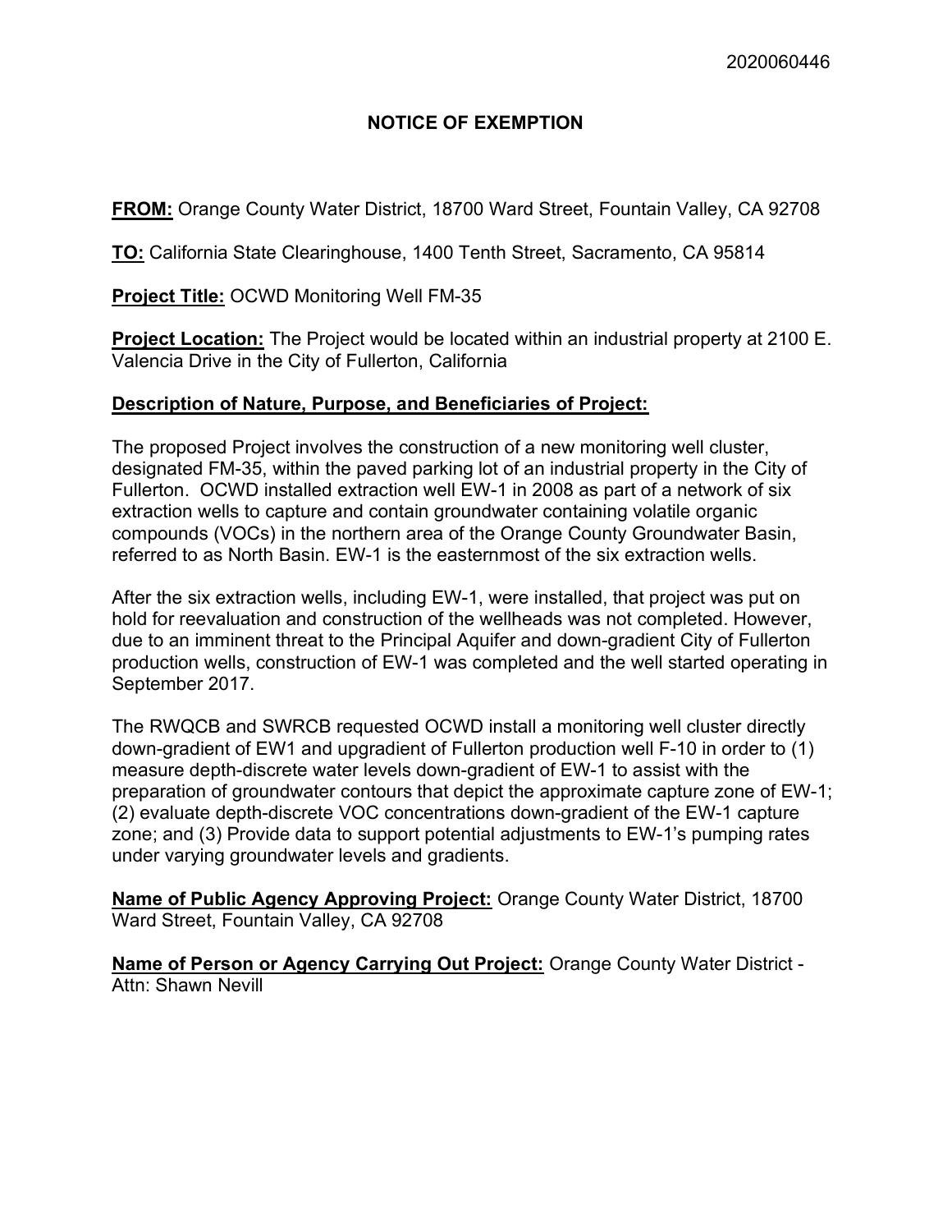2020060446

# NOTICE OF EXEMPTION

**FROM:** Orange County Water District, 18700 Ward Street, Fountain Valley, CA 92708

**TO:** California State Clearinghouse, 1400 Tenth Street, Sacramento, CA 95814

**Project Title:** OCWD Monitoring Well FM-35

**Project Location:** The Project would be located within an industrial property at 2100 E. Valencia Drive in the City of Fullerton, California

**Description of Nature, Purpose, and Beneficiaries of Project:**

The proposed Project involves the construction of a new monitoring well cluster, designated FM-35, within the paved parking lot of an industrial property in the City of Fullerton. OCWD installed extraction well EW-1 in 2008 as part of a network of six extraction wells to capture and contain groundwater containing volatile organic compounds (VOCs) in the northern area of the Orange County Groundwater Basin, referred to as North Basin. EW-1 is the easternmost of the six extraction wells.

After the six extraction wells, including EW-1, were installed, that project was put on hold for reevaluation and construction of the wellheads was not completed. However, due to an imminent threat to the Principal Aquifer and down-gradient City of Fullerton production wells, construction of EW-1 was completed and the well started operating in September 2017.

The RWQCB and SWRCB requested OCWD install a monitoring well cluster directly down-gradient of EW1 and upgradient of Fullerton production well F-10 in order to (1) measure depth-discrete water levels down-gradient of EW-1 to assist with the preparation of groundwater contours that depict the approximate capture zone of EW-1; (2) evaluate depth-discrete VOC concentrations down-gradient of the EW-1 capture zone; and (3) Provide data to support potential adjustments to EW-1's pumping rates under varying groundwater levels and gradients.

**Name of Public Agency Approving Project:** Orange County Water District, 18700 Ward Street, Fountain Valley, CA 92708

**Name of Person or Agency Carrying Out Project:** Orange County Water District - Attn: Shawn Nevill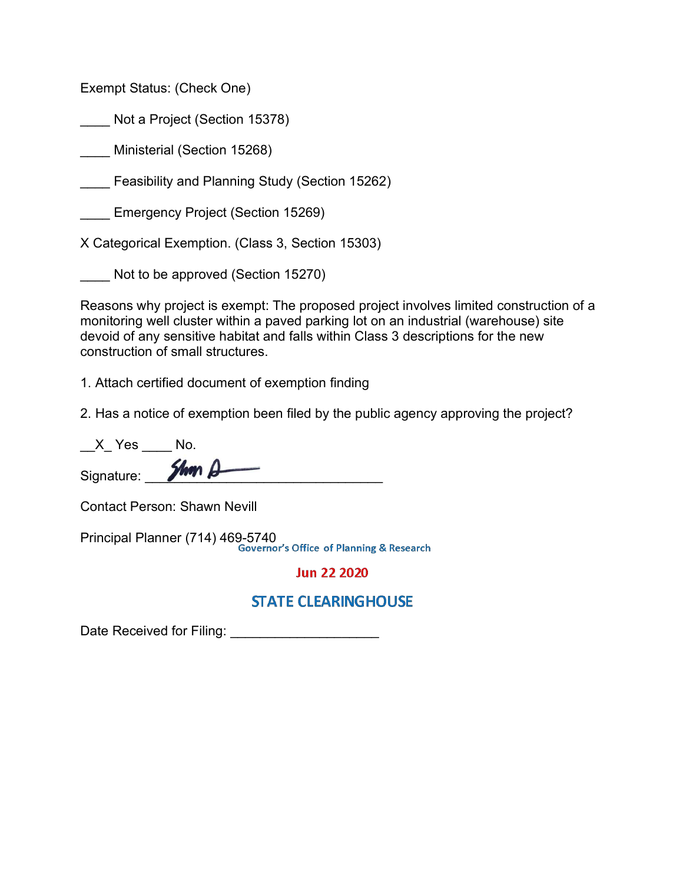Exempt Status: (Check One)

____ Not a Project (Section 15378)

____ Ministerial (Section 15268)

____ Feasibility and Planning Study (Section 15262)

____ Emergency Project (Section 15269)

X Categorical Exemption. (Class 3, Section 15303)

____ Not to be approved (Section 15270)

Reasons why project is exempt: The proposed project involves limited construction of a monitoring well cluster within a paved parking lot on an industrial (warehouse) site devoid of any sensitive habitat and falls within Class 3 descriptions for the new construction of small structures.

1. Attach certified document of exemption finding

2. Has a notice of exemption been filed by the public agency approving the project?

__X_ Yes ____ No.

Signature: ________________________________

Contact Person: Shawn Nevill

Principal Planner (714) 469-5740

Governor's Office of Planning & Research

Jun 22 2020

STATE CLEARINGHOUSE

Date Received for Filing: ____________________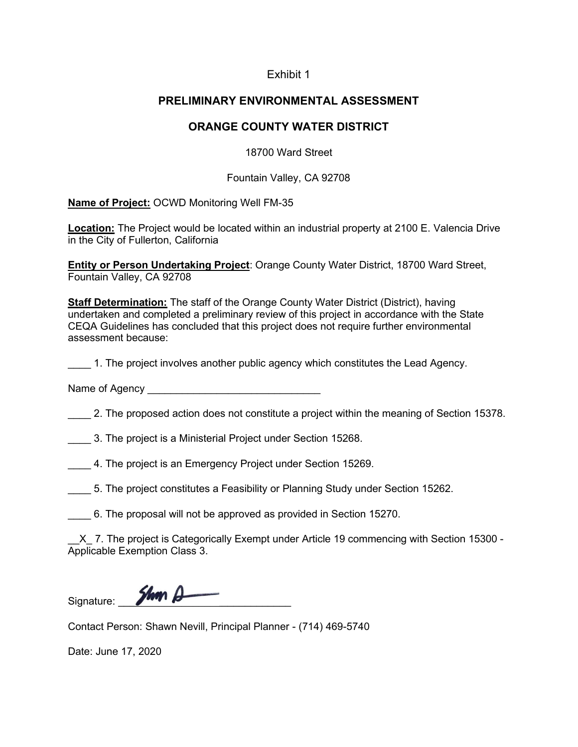Exhibit 1

## PRELIMINARY ENVIRONMENTAL ASSESSMENT

## ORANGE COUNTY WATER DISTRICT

18700 Ward Street

Fountain Valley, CA 92708

**Name of Project:** OCWD Monitoring Well FM-35

**Location:** The Project would be located within an industrial property at 2100 E. Valencia Drive in the City of Fullerton, California

**Entity or Person Undertaking Project**: Orange County Water District, 18700 Ward Street, Fountain Valley, CA 92708

**Staff Determination:** The staff of the Orange County Water District (District), having undertaken and completed a preliminary review of this project in accordance with the State CEQA Guidelines has concluded that this project does not require further environmental assessment because:

____ 1. The project involves another public agency which constitutes the Lead Agency.

Name of Agency ______________________________

____ 2. The proposed action does not constitute a project within the meaning of Section 15378.

____ 3. The project is a Ministerial Project under Section 15268.

____ 4. The project is an Emergency Project under Section 15269.

____ 5. The project constitutes a Feasibility or Planning Study under Section 15262.

____ 6. The proposal will not be approved as provided in Section 15270.

__X_ 7. The project is Categorically Exempt under Article 19 commencing with Section 15300 - Applicable Exemption Class 3.

Signature: ______________________________

Contact Person: Shawn Nevill, Principal Planner - (714) 469-5740

Date: June 17, 2020